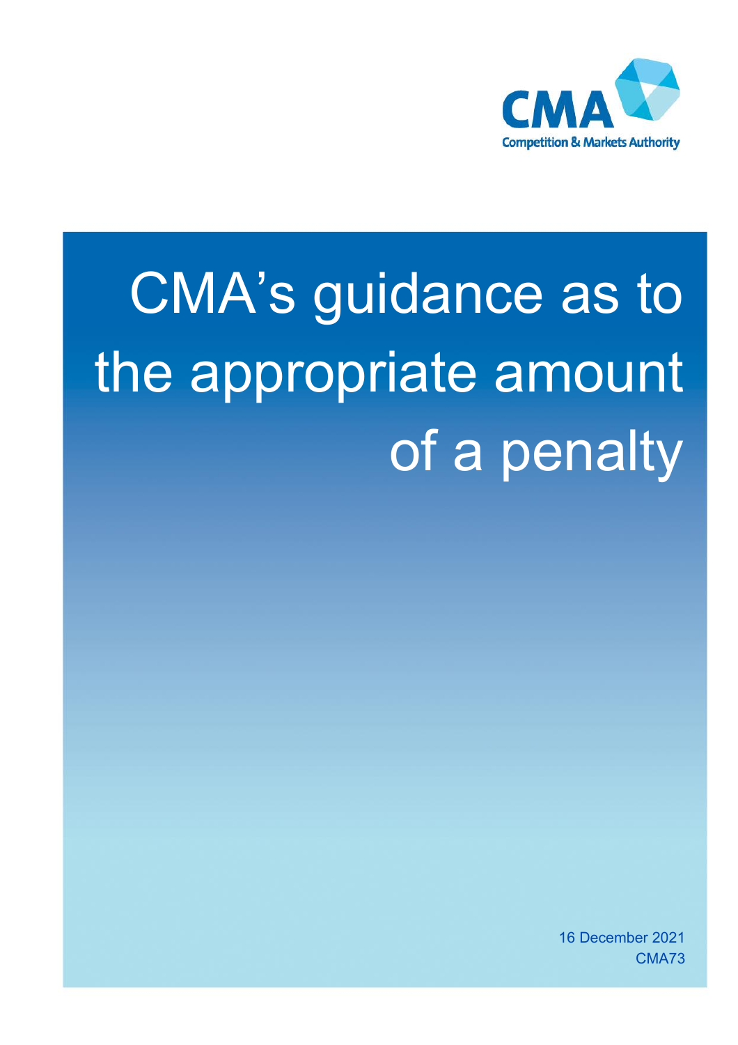CMA

Competition & Markets Authority

# CMA's guidance as to the appropriate amount of a penalty

16 December 2021

CMA73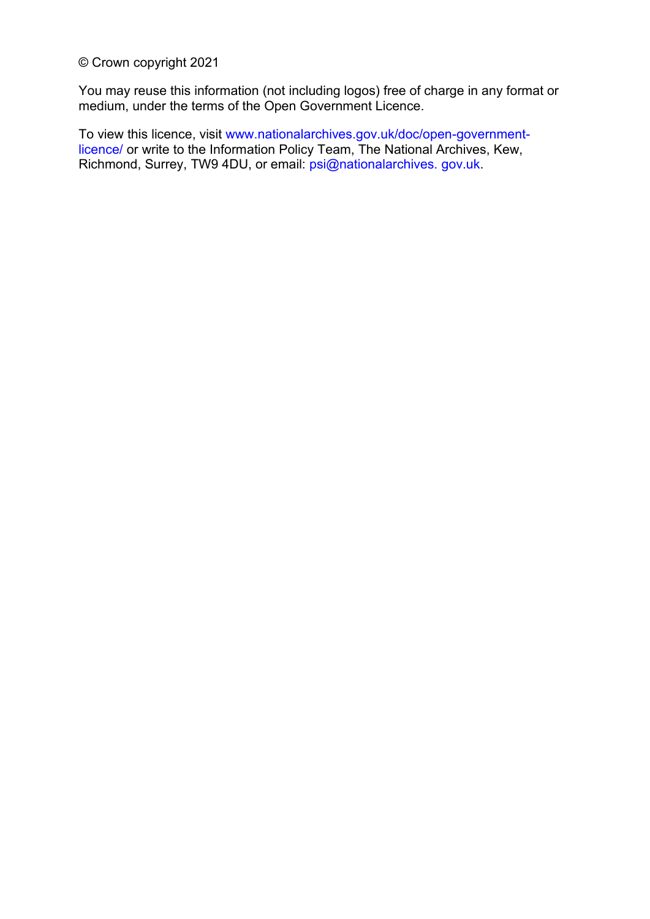© Crown copyright 2021

You may reuse this information (not including logos) free of charge in any format or medium, under the terms of the Open Government Licence.

To view this licence, visit www.nationalarchives.gov.uk/doc/open-government-licence/ or write to the Information Policy Team, The National Archives, Kew, Richmond, Surrey, TW9 4DU, or email: psi@nationalarchives. gov.uk.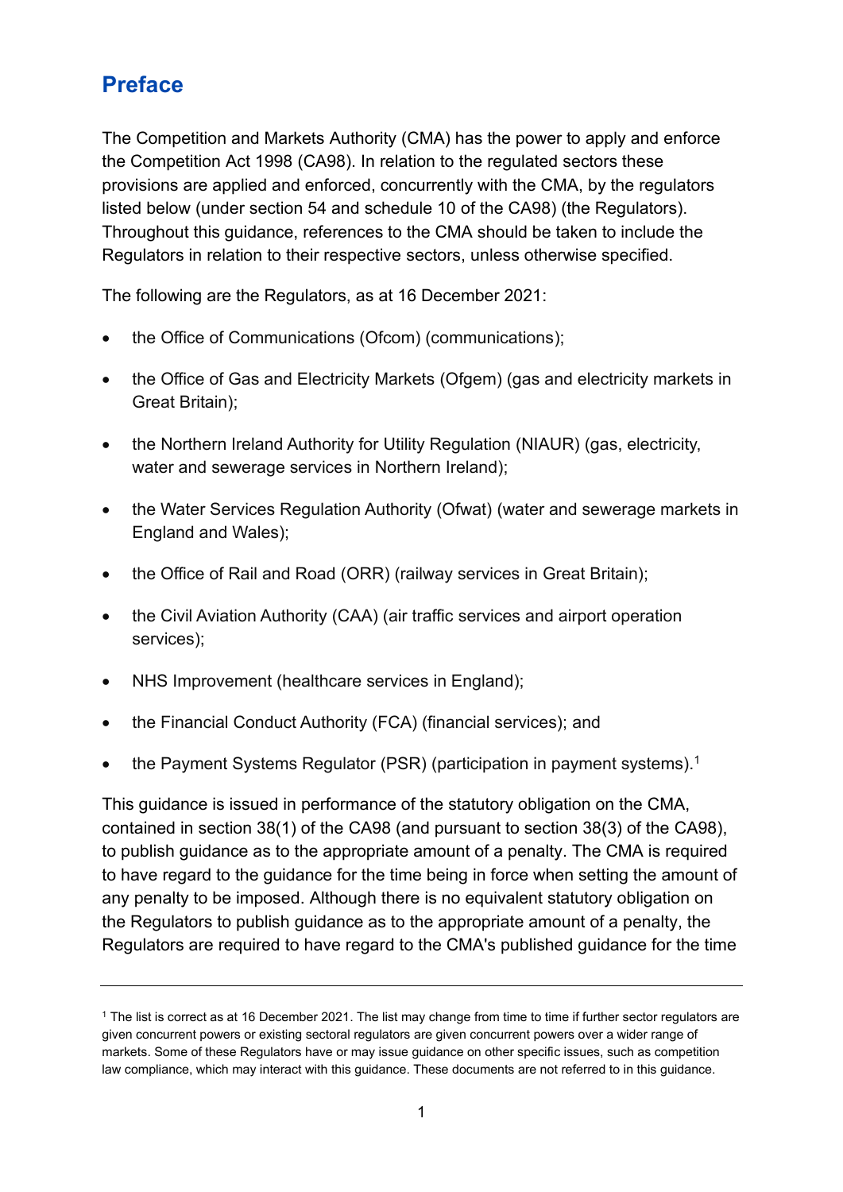# Preface

The Competition and Markets Authority (CMA) has the power to apply and enforce the Competition Act 1998 (CA98). In relation to the regulated sectors these provisions are applied and enforced, concurrently with the CMA, by the regulators listed below (under section 54 and schedule 10 of the CA98) (the Regulators). Throughout this guidance, references to the CMA should be taken to include the Regulators in relation to their respective sectors, unless otherwise specified.

The following are the Regulators, as at 16 December 2021:

- the Office of Communications (Ofcom) (communications);
- the Office of Gas and Electricity Markets (Ofgem) (gas and electricity markets in Great Britain);
- the Northern Ireland Authority for Utility Regulation (NIAUR) (gas, electricity, water and sewerage services in Northern Ireland);
- the Water Services Regulation Authority (Ofwat) (water and sewerage markets in England and Wales);
- the Office of Rail and Road (ORR) (railway services in Great Britain);
- the Civil Aviation Authority (CAA) (air traffic services and airport operation services);
- NHS Improvement (healthcare services in England);
- the Financial Conduct Authority (FCA) (financial services); and
- the Payment Systems Regulator (PSR) (participation in payment systems).[1]

This guidance is issued in performance of the statutory obligation on the CMA, contained in section 38(1) of the CA98 (and pursuant to section 38(3) of the CA98), to publish guidance as to the appropriate amount of a penalty. The CMA is required to have regard to the guidance for the time being in force when setting the amount of any penalty to be imposed. Although there is no equivalent statutory obligation on the Regulators to publish guidance as to the appropriate amount of a penalty, the Regulators are required to have regard to the CMA's published guidance for the time

---

[1] The list is correct as at 16 December 2021. The list may change from time to time if further sector regulators are given concurrent powers or existing sectoral regulators are given concurrent powers over a wider range of markets. Some of these Regulators have or may issue guidance on other specific issues, such as competition law compliance, which may interact with this guidance. These documents are not referred to in this guidance.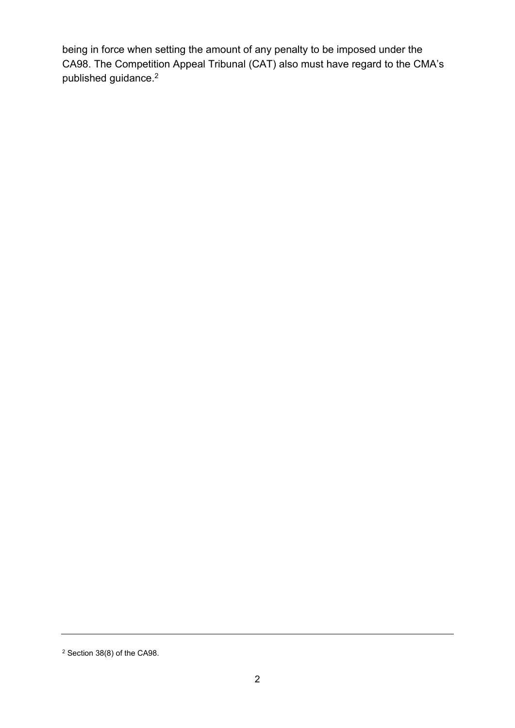being in force when setting the amount of any penalty to be imposed under the CA98. The Competition Appeal Tribunal (CAT) also must have regard to the CMA's published guidance.[2]

[2] Section 38(8) of the CA98.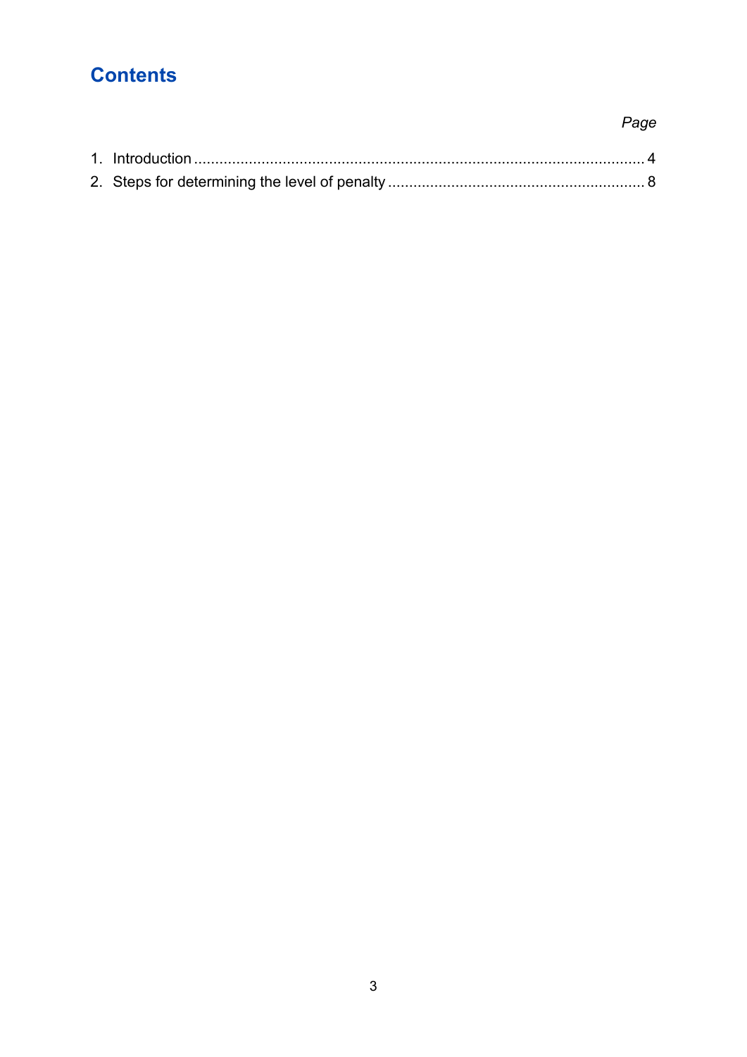# Contents

*Page*

1. Introduction .......................................................................................................... 4
2. Steps for determining the level of penalty ............................................................ 8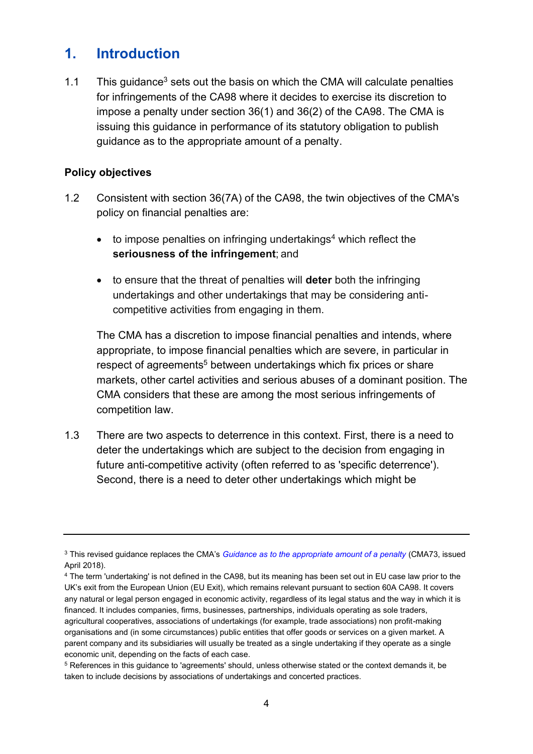# 1. Introduction

1.1 This guidance[3] sets out the basis on which the CMA will calculate penalties for infringements of the CA98 where it decides to exercise its discretion to impose a penalty under section 36(1) and 36(2) of the CA98. The CMA is issuing this guidance in performance of its statutory obligation to publish guidance as to the appropriate amount of a penalty.

**Policy objectives**

1.2 Consistent with section 36(7A) of the CA98, the twin objectives of the CMA's policy on financial penalties are:

- to impose penalties on infringing undertakings[4] which reflect the **seriousness of the infringement**; and
- to ensure that the threat of penalties will **deter** both the infringing undertakings and other undertakings that may be considering anti-competitive activities from engaging in them.

The CMA has a discretion to impose financial penalties and intends, where appropriate, to impose financial penalties which are severe, in particular in respect of agreements[5] between undertakings which fix prices or share markets, other cartel activities and serious abuses of a dominant position. The CMA considers that these are among the most serious infringements of competition law.

1.3 There are two aspects to deterrence in this context. First, there is a need to deter the undertakings which are subject to the decision from engaging in future anti-competitive activity (often referred to as 'specific deterrence'). Second, there is a need to deter other undertakings which might be

---

[3] This revised guidance replaces the CMA's *Guidance as to the appropriate amount of a penalty* (CMA73, issued April 2018).

[4] The term 'undertaking' is not defined in the CA98, but its meaning has been set out in EU case law prior to the UK's exit from the European Union (EU Exit), which remains relevant pursuant to section 60A CA98. It covers any natural or legal person engaged in economic activity, regardless of its legal status and the way in which it is financed. It includes companies, firms, businesses, partnerships, individuals operating as sole traders, agricultural cooperatives, associations of undertakings (for example, trade associations) non profit-making organisations and (in some circumstances) public entities that offer goods or services on a given market. A parent company and its subsidiaries will usually be treated as a single undertaking if they operate as a single economic unit, depending on the facts of each case.

[5] References in this guidance to 'agreements' should, unless otherwise stated or the context demands it, be taken to include decisions by associations of undertakings and concerted practices.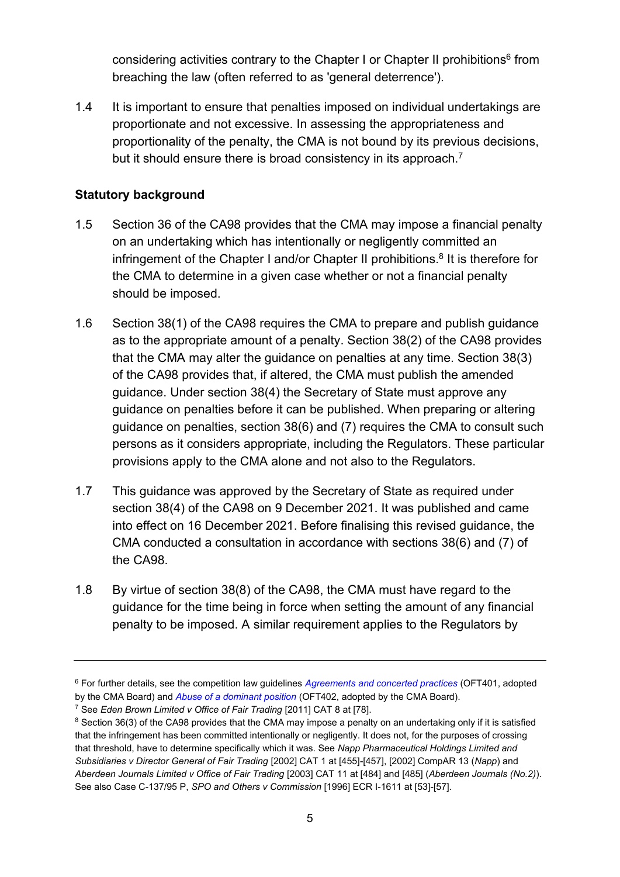considering activities contrary to the Chapter I or Chapter II prohibitions[6] from breaching the law (often referred to as 'general deterrence').

1.4 It is important to ensure that penalties imposed on individual undertakings are proportionate and not excessive. In assessing the appropriateness and proportionality of the penalty, the CMA is not bound by its previous decisions, but it should ensure there is broad consistency in its approach.[7]

## Statutory background

1.5 Section 36 of the CA98 provides that the CMA may impose a financial penalty on an undertaking which has intentionally or negligently committed an infringement of the Chapter I and/or Chapter II prohibitions.[8] It is therefore for the CMA to determine in a given case whether or not a financial penalty should be imposed.

1.6 Section 38(1) of the CA98 requires the CMA to prepare and publish guidance as to the appropriate amount of a penalty. Section 38(2) of the CA98 provides that the CMA may alter the guidance on penalties at any time. Section 38(3) of the CA98 provides that, if altered, the CMA must publish the amended guidance. Under section 38(4) the Secretary of State must approve any guidance on penalties before it can be published. When preparing or altering guidance on penalties, section 38(6) and (7) requires the CMA to consult such persons as it considers appropriate, including the Regulators. These particular provisions apply to the CMA alone and not also to the Regulators.

1.7 This guidance was approved by the Secretary of State as required under section 38(4) of the CA98 on 9 December 2021. It was published and came into effect on 16 December 2021. Before finalising this revised guidance, the CMA conducted a consultation in accordance with sections 38(6) and (7) of the CA98.

1.8 By virtue of section 38(8) of the CA98, the CMA must have regard to the guidance for the time being in force when setting the amount of any financial penalty to be imposed. A similar requirement applies to the Regulators by

---

[6] For further details, see the competition law guidelines *Agreements and concerted practices* (OFT401, adopted by the CMA Board) and *Abuse of a dominant position* (OFT402, adopted by the CMA Board).

[7] See *Eden Brown Limited v Office of Fair Trading* [2011] CAT 8 at [78].

[8] Section 36(3) of the CA98 provides that the CMA may impose a penalty on an undertaking only if it is satisfied that the infringement has been committed intentionally or negligently. It does not, for the purposes of crossing that threshold, have to determine specifically which it was. See *Napp Pharmaceutical Holdings Limited and Subsidiaries v Director General of Fair Trading* [2002] CAT 1 at [455]-[457], [2002] CompAR 13 (*Napp*) and *Aberdeen Journals Limited v Office of Fair Trading* [2003] CAT 11 at [484] and [485] (*Aberdeen Journals (No.2)*). See also Case C-137/95 P, *SPO and Others v Commission* [1996] ECR I-1611 at [53]-[57].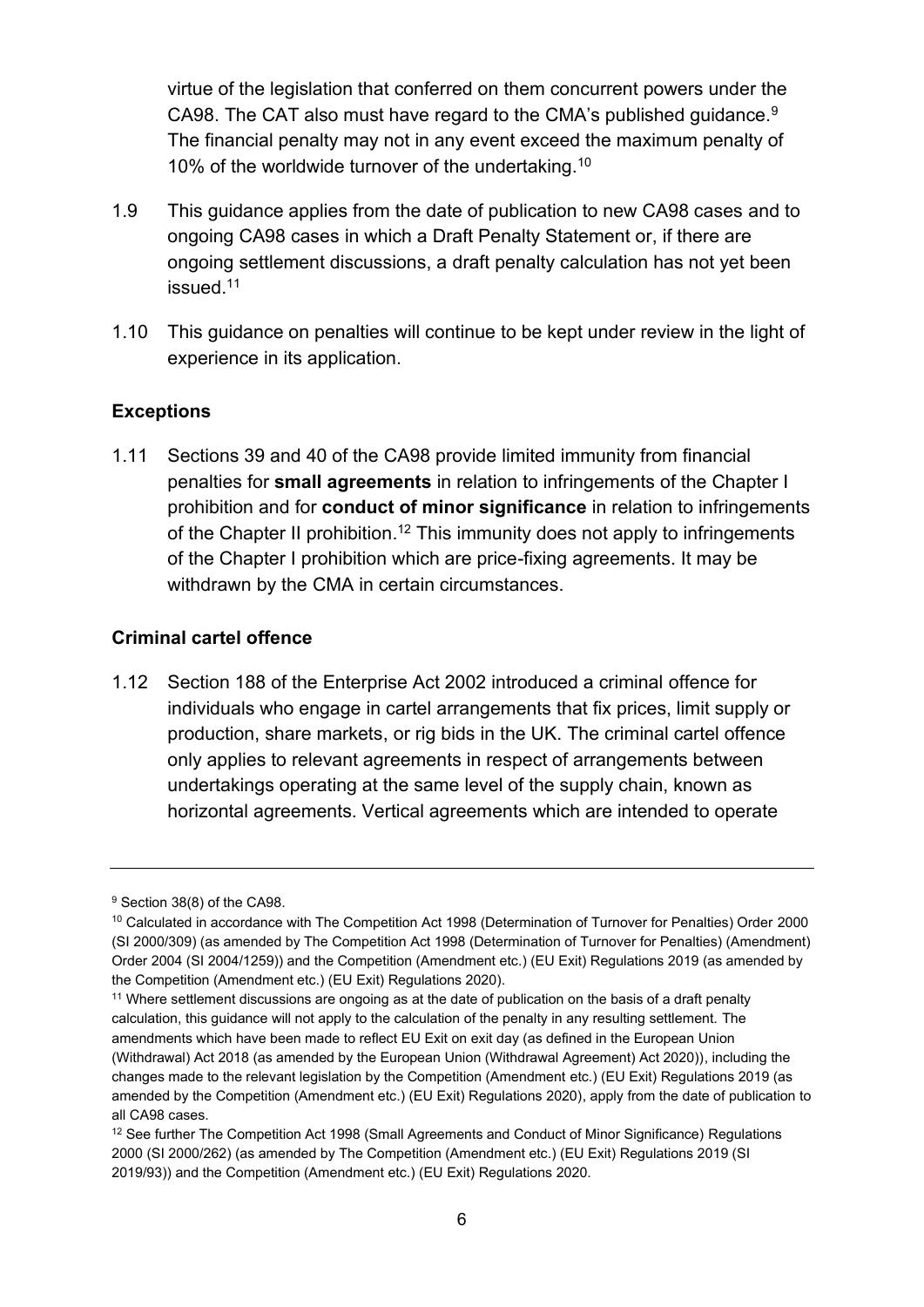virtue of the legislation that conferred on them concurrent powers under the CA98. The CAT also must have regard to the CMA's published guidance.[9] The financial penalty may not in any event exceed the maximum penalty of 10% of the worldwide turnover of the undertaking.[10]

1.9 This guidance applies from the date of publication to new CA98 cases and to ongoing CA98 cases in which a Draft Penalty Statement or, if there are ongoing settlement discussions, a draft penalty calculation has not yet been issued.[11]

1.10 This guidance on penalties will continue to be kept under review in the light of experience in its application.

**Exceptions**

1.11 Sections 39 and 40 of the CA98 provide limited immunity from financial penalties for **small agreements** in relation to infringements of the Chapter I prohibition and for **conduct of minor significance** in relation to infringements of the Chapter II prohibition.[12] This immunity does not apply to infringements of the Chapter I prohibition which are price-fixing agreements. It may be withdrawn by the CMA in certain circumstances.

**Criminal cartel offence**

1.12 Section 188 of the Enterprise Act 2002 introduced a criminal offence for individuals who engage in cartel arrangements that fix prices, limit supply or production, share markets, or rig bids in the UK. The criminal cartel offence only applies to relevant agreements in respect of arrangements between undertakings operating at the same level of the supply chain, known as horizontal agreements. Vertical agreements which are intended to operate

---

[9] Section 38(8) of the CA98.

[10] Calculated in accordance with The Competition Act 1998 (Determination of Turnover for Penalties) Order 2000 (SI 2000/309) (as amended by The Competition Act 1998 (Determination of Turnover for Penalties) (Amendment) Order 2004 (SI 2004/1259)) and the Competition (Amendment etc.) (EU Exit) Regulations 2019 (as amended by the Competition (Amendment etc.) (EU Exit) Regulations 2020).

[11] Where settlement discussions are ongoing as at the date of publication on the basis of a draft penalty calculation, this guidance will not apply to the calculation of the penalty in any resulting settlement. The amendments which have been made to reflect EU Exit on exit day (as defined in the European Union (Withdrawal) Act 2018 (as amended by the European Union (Withdrawal Agreement) Act 2020)), including the changes made to the relevant legislation by the Competition (Amendment etc.) (EU Exit) Regulations 2019 (as amended by the Competition (Amendment etc.) (EU Exit) Regulations 2020), apply from the date of publication to all CA98 cases.

[12] See further The Competition Act 1998 (Small Agreements and Conduct of Minor Significance) Regulations 2000 (SI 2000/262) (as amended by The Competition (Amendment etc.) (EU Exit) Regulations 2019 (SI 2019/93)) and the Competition (Amendment etc.) (EU Exit) Regulations 2020.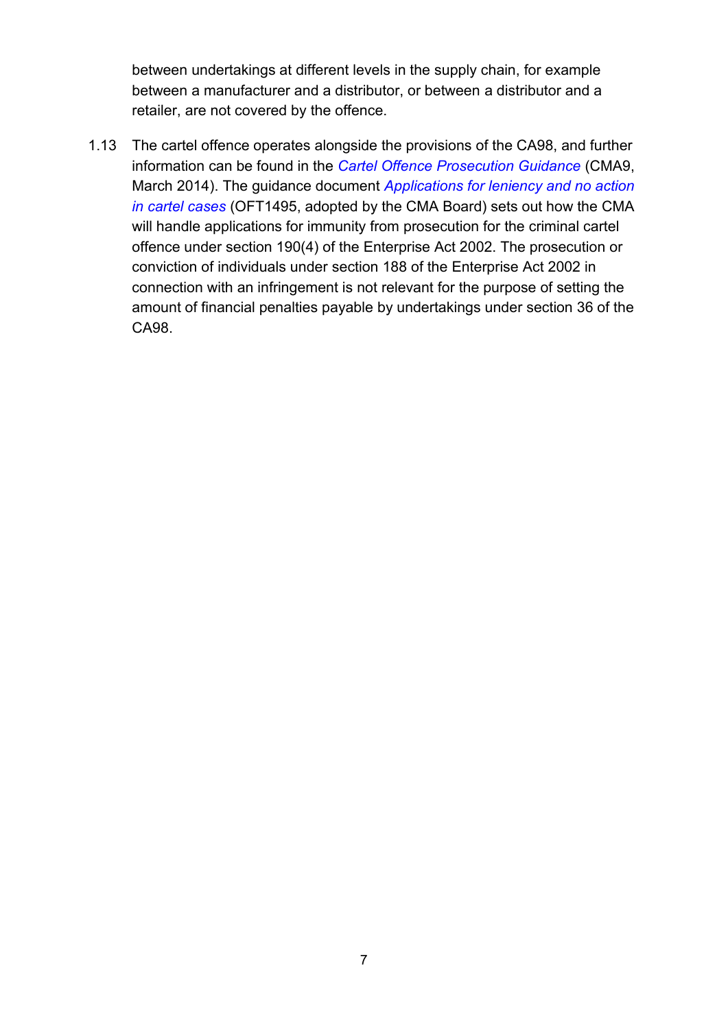between undertakings at different levels in the supply chain, for example between a manufacturer and a distributor, or between a distributor and a retailer, are not covered by the offence.

1.13 The cartel offence operates alongside the provisions of the CA98, and further information can be found in the *Cartel Offence Prosecution Guidance* (CMA9, March 2014). The guidance document *Applications for leniency and no action in cartel cases* (OFT1495, adopted by the CMA Board) sets out how the CMA will handle applications for immunity from prosecution for the criminal cartel offence under section 190(4) of the Enterprise Act 2002. The prosecution or conviction of individuals under section 188 of the Enterprise Act 2002 in connection with an infringement is not relevant for the purpose of setting the amount of financial penalties payable by undertakings under section 36 of the CA98.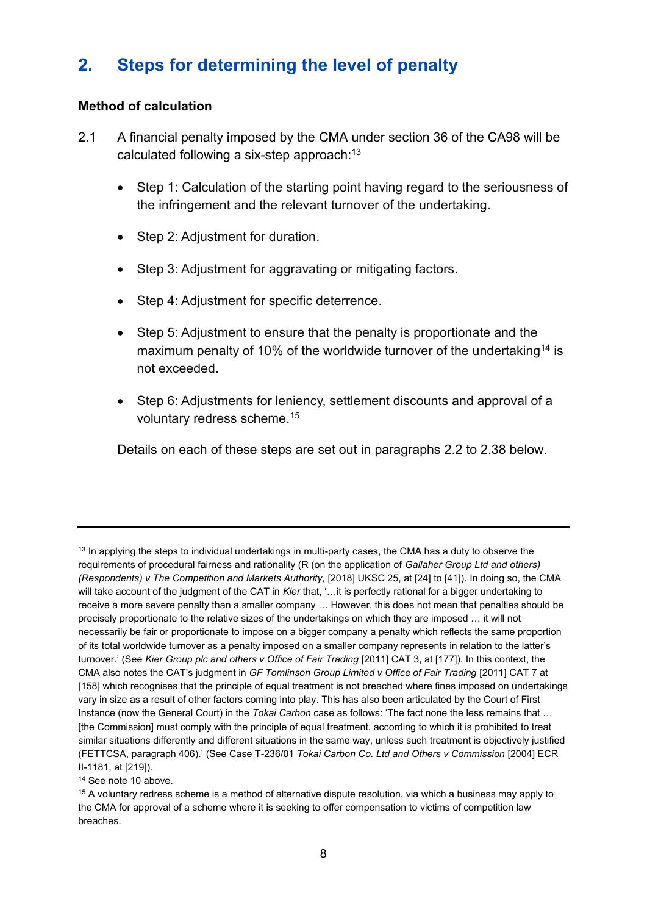## 2. Steps for determining the level of penalty

### Method of calculation

2.1 A financial penalty imposed by the CMA under section 36 of the CA98 will be calculated following a six-step approach:[13]

- Step 1: Calculation of the starting point having regard to the seriousness of the infringement and the relevant turnover of the undertaking.
- Step 2: Adjustment for duration.
- Step 3: Adjustment for aggravating or mitigating factors.
- Step 4: Adjustment for specific deterrence.
- Step 5: Adjustment to ensure that the penalty is proportionate and the maximum penalty of 10% of the worldwide turnover of the undertaking[14] is not exceeded.
- Step 6: Adjustments for leniency, settlement discounts and approval of a voluntary redress scheme.[15]

Details on each of these steps are set out in paragraphs 2.2 to 2.38 below.

---

[13] In applying the steps to individual undertakings in multi-party cases, the CMA has a duty to observe the requirements of procedural fairness and rationality (R (on the application of *Gallaher Group Ltd and others) (Respondents) v The Competition and Markets Authority,* [2018] UKSC 25, at [24] to [41]). In doing so, the CMA will take account of the judgment of the CAT in *Kier* that, '…it is perfectly rational for a bigger undertaking to receive a more severe penalty than a smaller company … However, this does not mean that penalties should be precisely proportionate to the relative sizes of the undertakings on which they are imposed … it will not necessarily be fair or proportionate to impose on a bigger company a penalty which reflects the same proportion of its total worldwide turnover as a penalty imposed on a smaller company represents in relation to the latter's turnover.' (See *Kier Group plc and others v Office of Fair Trading* [2011] CAT 3, at [177]). In this context, the CMA also notes the CAT's judgment in *GF Tomlinson Group Limited v Office of Fair Trading* [2011] CAT 7 at [158] which recognises that the principle of equal treatment is not breached where fines imposed on undertakings vary in size as a result of other factors coming into play. This has also been articulated by the Court of First Instance (now the General Court) in the *Tokai Carbon* case as follows: 'The fact none the less remains that … [the Commission] must comply with the principle of equal treatment, according to which it is prohibited to treat similar situations differently and different situations in the same way, unless such treatment is objectively justified (FETTCSA, paragraph 406).' (See Case T-236/01 *Tokai Carbon Co. Ltd and Others v Commission* [2004] ECR II-1181, at [219]).

[14] See note 10 above.

[15] A voluntary redress scheme is a method of alternative dispute resolution, via which a business may apply to the CMA for approval of a scheme where it is seeking to offer compensation to victims of competition law breaches.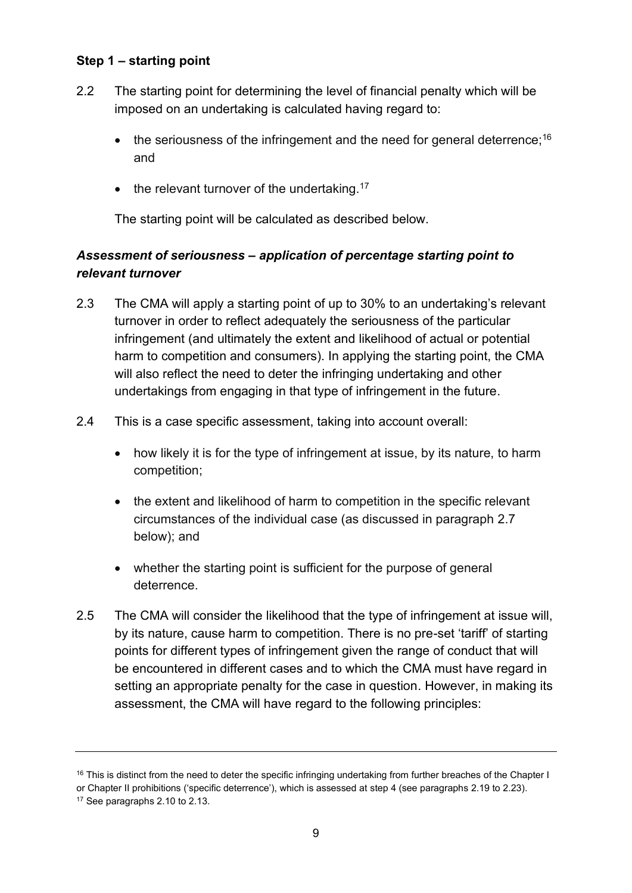### Step 1 – starting point

2.2 The starting point for determining the level of financial penalty which will be imposed on an undertaking is calculated having regard to:

- the seriousness of the infringement and the need for general deterrence;[16] and
- the relevant turnover of the undertaking.[17]

The starting point will be calculated as described below.

#### *Assessment of seriousness – application of percentage starting point to relevant turnover*

2.3 The CMA will apply a starting point of up to 30% to an undertaking's relevant turnover in order to reflect adequately the seriousness of the particular infringement (and ultimately the extent and likelihood of actual or potential harm to competition and consumers). In applying the starting point, the CMA will also reflect the need to deter the infringing undertaking and other undertakings from engaging in that type of infringement in the future.

2.4 This is a case specific assessment, taking into account overall:

- how likely it is for the type of infringement at issue, by its nature, to harm competition;
- the extent and likelihood of harm to competition in the specific relevant circumstances of the individual case (as discussed in paragraph 2.7 below); and
- whether the starting point is sufficient for the purpose of general deterrence.

2.5 The CMA will consider the likelihood that the type of infringement at issue will, by its nature, cause harm to competition. There is no pre-set 'tariff' of starting points for different types of infringement given the range of conduct that will be encountered in different cases and to which the CMA must have regard in setting an appropriate penalty for the case in question. However, in making its assessment, the CMA will have regard to the following principles:

---

[16] This is distinct from the need to deter the specific infringing undertaking from further breaches of the Chapter I or Chapter II prohibitions ('specific deterrence'), which is assessed at step 4 (see paragraphs 2.19 to 2.23).

[17] See paragraphs 2.10 to 2.13.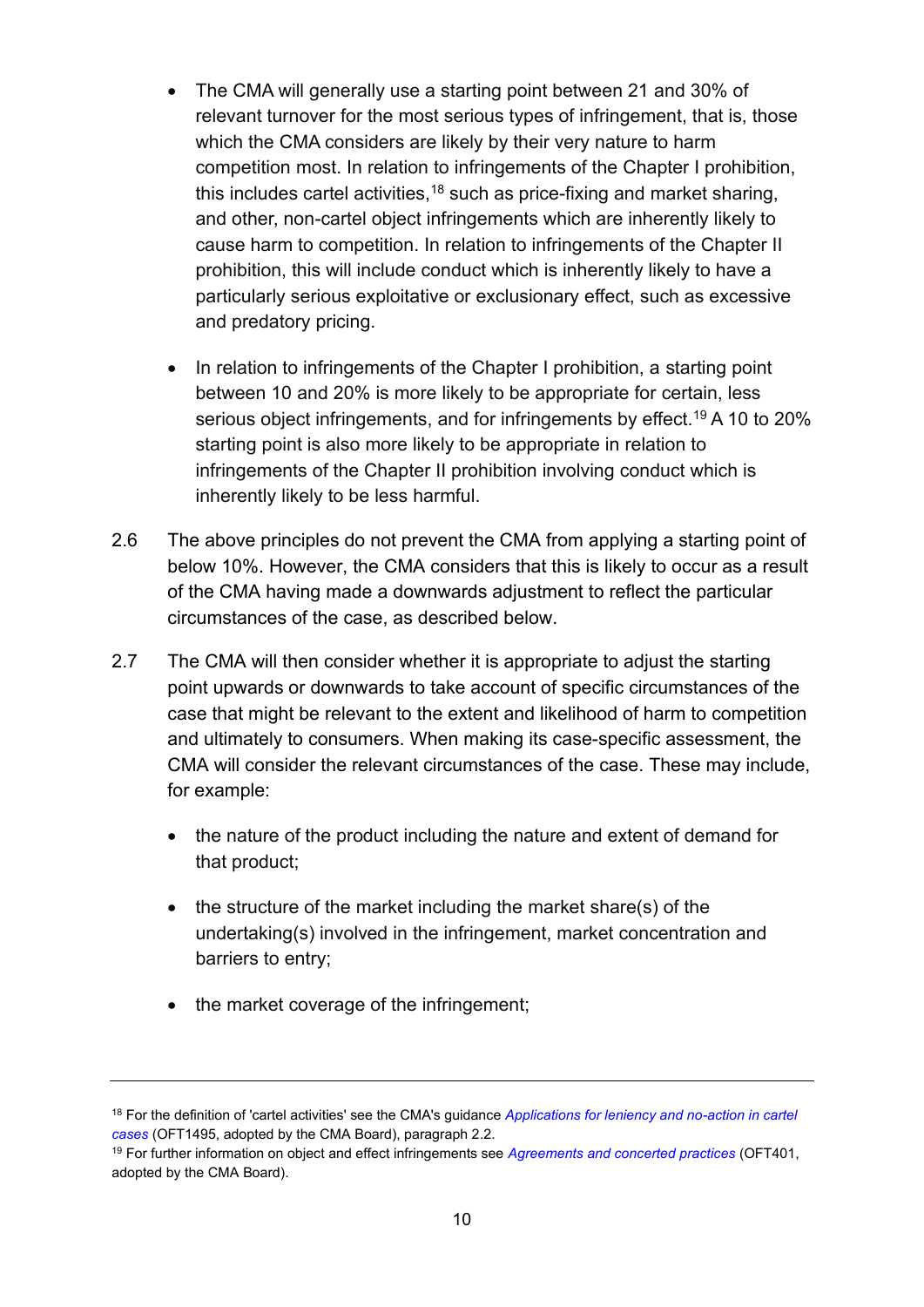- The CMA will generally use a starting point between 21 and 30% of relevant turnover for the most serious types of infringement, that is, those which the CMA considers are likely by their very nature to harm competition most. In relation to infringements of the Chapter I prohibition, this includes cartel activities,[18] such as price-fixing and market sharing, and other, non-cartel object infringements which are inherently likely to cause harm to competition. In relation to infringements of the Chapter II prohibition, this will include conduct which is inherently likely to have a particularly serious exploitative or exclusionary effect, such as excessive and predatory pricing.

- In relation to infringements of the Chapter I prohibition, a starting point between 10 and 20% is more likely to be appropriate for certain, less serious object infringements, and for infringements by effect.[19] A 10 to 20% starting point is also more likely to be appropriate in relation to infringements of the Chapter II prohibition involving conduct which is inherently likely to be less harmful.

2.6 The above principles do not prevent the CMA from applying a starting point of below 10%. However, the CMA considers that this is likely to occur as a result of the CMA having made a downwards adjustment to reflect the particular circumstances of the case, as described below.

2.7 The CMA will then consider whether it is appropriate to adjust the starting point upwards or downwards to take account of specific circumstances of the case that might be relevant to the extent and likelihood of harm to competition and ultimately to consumers. When making its case-specific assessment, the CMA will consider the relevant circumstances of the case. These may include, for example:

- the nature of the product including the nature and extent of demand for that product;

- the structure of the market including the market share(s) of the undertaking(s) involved in the infringement, market concentration and barriers to entry;

- the market coverage of the infringement;

---

[18] For the definition of 'cartel activities' see the CMA's guidance *Applications for leniency and no-action in cartel cases* (OFT1495, adopted by the CMA Board), paragraph 2.2.

[19] For further information on object and effect infringements see *Agreements and concerted practices* (OFT401, adopted by the CMA Board).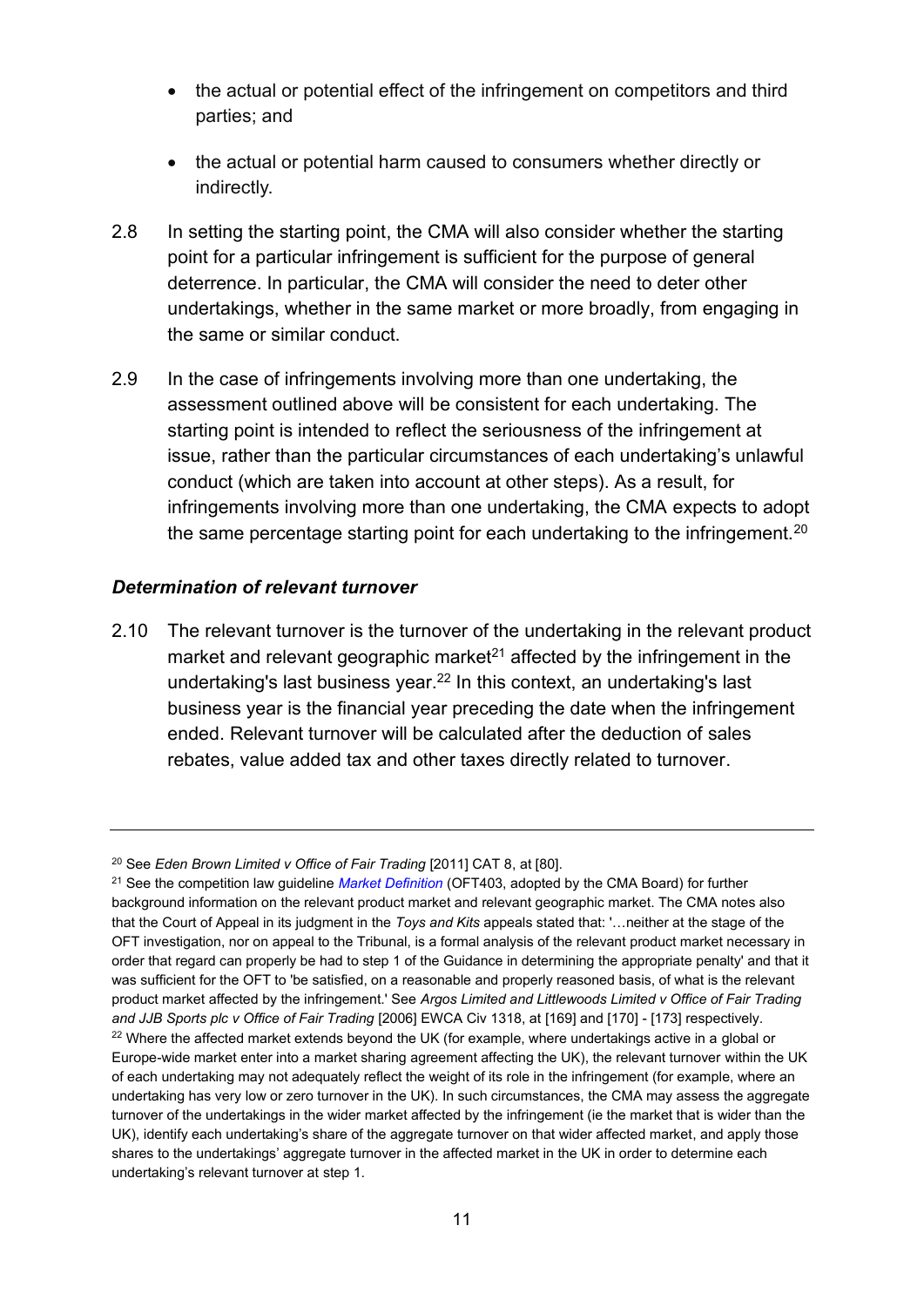- the actual or potential effect of the infringement on competitors and third parties; and
- the actual or potential harm caused to consumers whether directly or indirectly.

2.8 In setting the starting point, the CMA will also consider whether the starting point for a particular infringement is sufficient for the purpose of general deterrence. In particular, the CMA will consider the need to deter other undertakings, whether in the same market or more broadly, from engaging in the same or similar conduct.

2.9 In the case of infringements involving more than one undertaking, the assessment outlined above will be consistent for each undertaking. The starting point is intended to reflect the seriousness of the infringement at issue, rather than the particular circumstances of each undertaking's unlawful conduct (which are taken into account at other steps). As a result, for infringements involving more than one undertaking, the CMA expects to adopt the same percentage starting point for each undertaking to the infringement.[20]

### *Determination of relevant turnover*

2.10 The relevant turnover is the turnover of the undertaking in the relevant product market and relevant geographic market[21] affected by the infringement in the undertaking's last business year.[22] In this context, an undertaking's last business year is the financial year preceding the date when the infringement ended. Relevant turnover will be calculated after the deduction of sales rebates, value added tax and other taxes directly related to turnover.

---

[20] See *Eden Brown Limited v Office of Fair Trading* [2011] CAT 8, at [80].

[21] See the competition law guideline *Market Definition* (OFT403, adopted by the CMA Board) for further background information on the relevant product market and relevant geographic market. The CMA notes also that the Court of Appeal in its judgment in the *Toys and Kits* appeals stated that: '…neither at the stage of the OFT investigation, nor on appeal to the Tribunal, is a formal analysis of the relevant product market necessary in order that regard can properly be had to step 1 of the Guidance in determining the appropriate penalty' and that it was sufficient for the OFT to 'be satisfied, on a reasonable and properly reasoned basis, of what is the relevant product market affected by the infringement.' See *Argos Limited and Littlewoods Limited v Office of Fair Trading and JJB Sports plc v Office of Fair Trading* [2006] EWCA Civ 1318, at [169] and [170] - [173] respectively.

[22] Where the affected market extends beyond the UK (for example, where undertakings active in a global or Europe-wide market enter into a market sharing agreement affecting the UK), the relevant turnover within the UK of each undertaking may not adequately reflect the weight of its role in the infringement (for example, where an undertaking has very low or zero turnover in the UK). In such circumstances, the CMA may assess the aggregate turnover of the undertakings in the wider market affected by the infringement (ie the market that is wider than the UK), identify each undertaking's share of the aggregate turnover on that wider affected market, and apply those shares to the undertakings' aggregate turnover in the affected market in the UK in order to determine each undertaking's relevant turnover at step 1.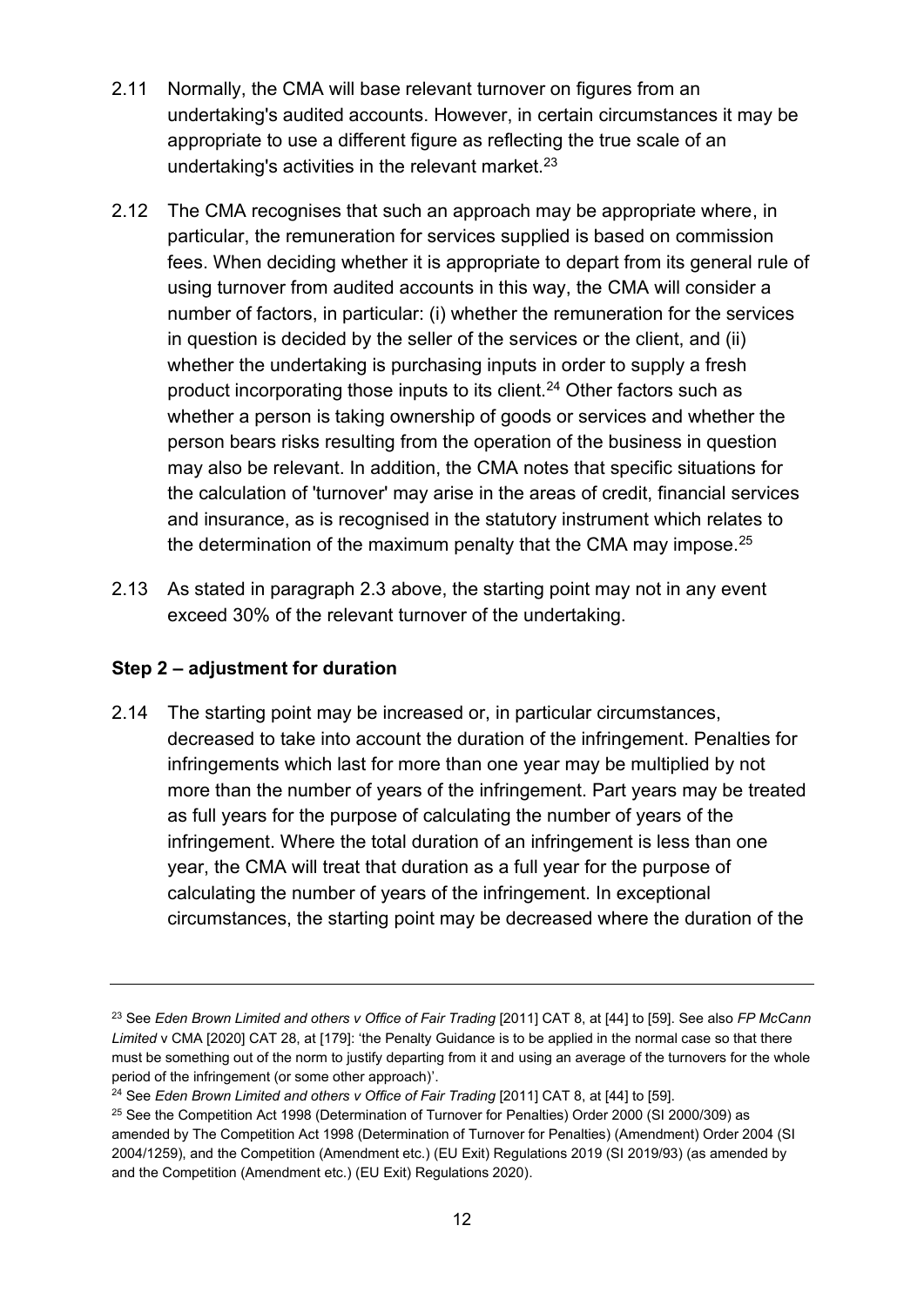2.11 Normally, the CMA will base relevant turnover on figures from an undertaking's audited accounts. However, in certain circumstances it may be appropriate to use a different figure as reflecting the true scale of an undertaking's activities in the relevant market.[23]

2.12 The CMA recognises that such an approach may be appropriate where, in particular, the remuneration for services supplied is based on commission fees. When deciding whether it is appropriate to depart from its general rule of using turnover from audited accounts in this way, the CMA will consider a number of factors, in particular: (i) whether the remuneration for the services in question is decided by the seller of the services or the client, and (ii) whether the undertaking is purchasing inputs in order to supply a fresh product incorporating those inputs to its client.[24] Other factors such as whether a person is taking ownership of goods or services and whether the person bears risks resulting from the operation of the business in question may also be relevant. In addition, the CMA notes that specific situations for the calculation of 'turnover' may arise in the areas of credit, financial services and insurance, as is recognised in the statutory instrument which relates to the determination of the maximum penalty that the CMA may impose.[25]

2.13 As stated in paragraph 2.3 above, the starting point may not in any event exceed 30% of the relevant turnover of the undertaking.

**Step 2 – adjustment for duration**

2.14 The starting point may be increased or, in particular circumstances, decreased to take into account the duration of the infringement. Penalties for infringements which last for more than one year may be multiplied by not more than the number of years of the infringement. Part years may be treated as full years for the purpose of calculating the number of years of the infringement. Where the total duration of an infringement is less than one year, the CMA will treat that duration as a full year for the purpose of calculating the number of years of the infringement. In exceptional circumstances, the starting point may be decreased where the duration of the

---

[23] See *Eden Brown Limited and others v Office of Fair Trading* [2011] CAT 8, at [44] to [59]. See also *FP McCann Limited* v CMA [2020] CAT 28, at [179]: 'the Penalty Guidance is to be applied in the normal case so that there must be something out of the norm to justify departing from it and using an average of the turnovers for the whole period of the infringement (or some other approach)'.

[24] See *Eden Brown Limited and others v Office of Fair Trading* [2011] CAT 8, at [44] to [59].

[25] See the Competition Act 1998 (Determination of Turnover for Penalties) Order 2000 (SI 2000/309) as amended by The Competition Act 1998 (Determination of Turnover for Penalties) (Amendment) Order 2004 (SI 2004/1259), and the Competition (Amendment etc.) (EU Exit) Regulations 2019 (SI 2019/93) (as amended by and the Competition (Amendment etc.) (EU Exit) Regulations 2020).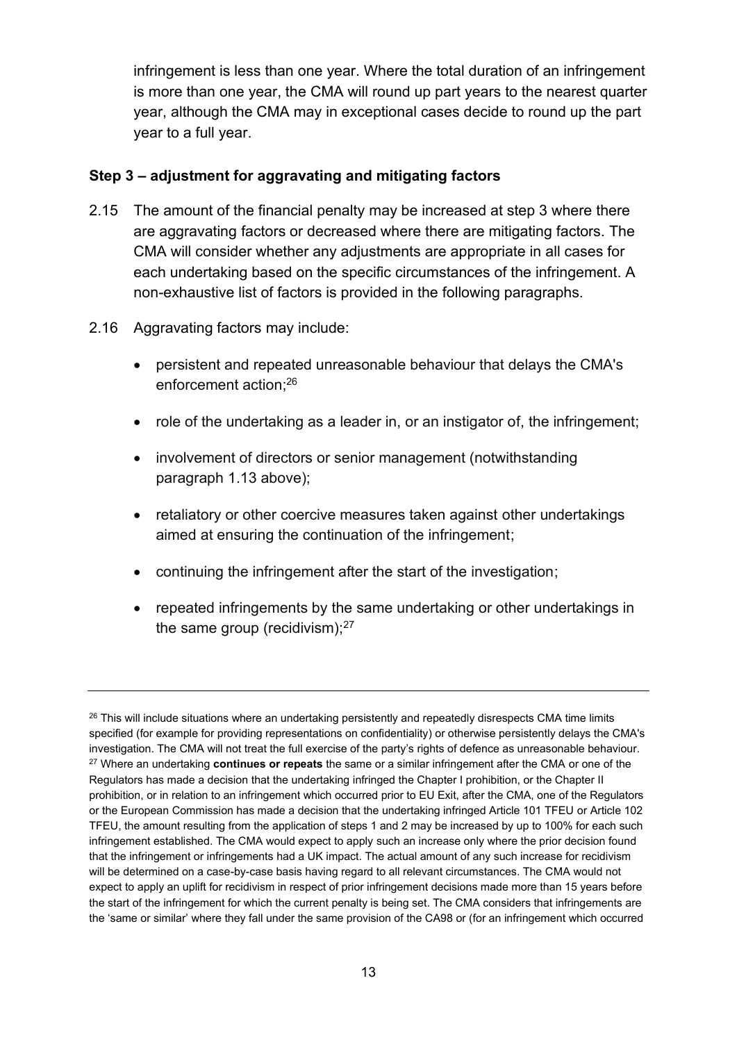infringement is less than one year. Where the total duration of an infringement is more than one year, the CMA will round up part years to the nearest quarter year, although the CMA may in exceptional cases decide to round up the part year to a full year.

### Step 3 – adjustment for aggravating and mitigating factors

2.15 The amount of the financial penalty may be increased at step 3 where there are aggravating factors or decreased where there are mitigating factors. The CMA will consider whether any adjustments are appropriate in all cases for each undertaking based on the specific circumstances of the infringement. A non-exhaustive list of factors is provided in the following paragraphs.

2.16 Aggravating factors may include:

- persistent and repeated unreasonable behaviour that delays the CMA's enforcement action;[26]
- role of the undertaking as a leader in, or an instigator of, the infringement;
- involvement of directors or senior management (notwithstanding paragraph 1.13 above);
- retaliatory or other coercive measures taken against other undertakings aimed at ensuring the continuation of the infringement;
- continuing the infringement after the start of the investigation;
- repeated infringements by the same undertaking or other undertakings in the same group (recidivism);[27]

---

[26] This will include situations where an undertaking persistently and repeatedly disrespects CMA time limits specified (for example for providing representations on confidentiality) or otherwise persistently delays the CMA's investigation. The CMA will not treat the full exercise of the party's rights of defence as unreasonable behaviour.

[27] Where an undertaking **continues or repeats** the same or a similar infringement after the CMA or one of the Regulators has made a decision that the undertaking infringed the Chapter I prohibition, or the Chapter II prohibition, or in relation to an infringement which occurred prior to EU Exit, after the CMA, one of the Regulators or the European Commission has made a decision that the undertaking infringed Article 101 TFEU or Article 102 TFEU, the amount resulting from the application of steps 1 and 2 may be increased by up to 100% for each such infringement established. The CMA would expect to apply such an increase only where the prior decision found that the infringement or infringements had a UK impact. The actual amount of any such increase for recidivism will be determined on a case-by-case basis having regard to all relevant circumstances. The CMA would not expect to apply an uplift for recidivism in respect of prior infringement decisions made more than 15 years before the start of the infringement for which the current penalty is being set. The CMA considers that infringements are the 'same or similar' where they fall under the same provision of the CA98 or (for an infringement which occurred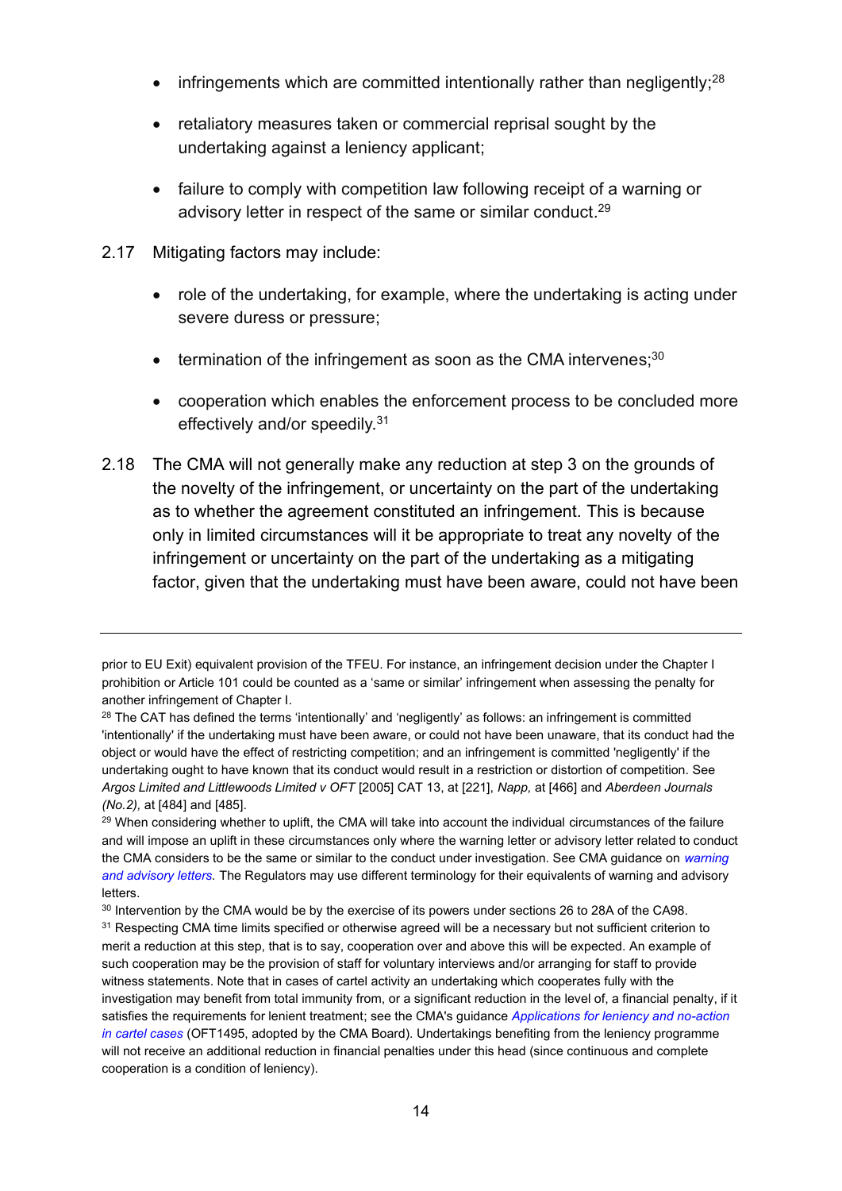- infringements which are committed intentionally rather than negligently;[28]
- retaliatory measures taken or commercial reprisal sought by the undertaking against a leniency applicant;
- failure to comply with competition law following receipt of a warning or advisory letter in respect of the same or similar conduct.[29]

2.17 Mitigating factors may include:

- role of the undertaking, for example, where the undertaking is acting under severe duress or pressure;
- termination of the infringement as soon as the CMA intervenes;[30]
- cooperation which enables the enforcement process to be concluded more effectively and/or speedily.[31]

2.18 The CMA will not generally make any reduction at step 3 on the grounds of the novelty of the infringement, or uncertainty on the part of the undertaking as to whether the agreement constituted an infringement. This is because only in limited circumstances will it be appropriate to treat any novelty of the infringement or uncertainty on the part of the undertaking as a mitigating factor, given that the undertaking must have been aware, could not have been

---

prior to EU Exit) equivalent provision of the TFEU. For instance, an infringement decision under the Chapter I prohibition or Article 101 could be counted as a 'same or similar' infringement when assessing the penalty for another infringement of Chapter I.

[28] The CAT has defined the terms 'intentionally' and 'negligently' as follows: an infringement is committed 'intentionally' if the undertaking must have been aware, or could not have been unaware, that its conduct had the object or would have the effect of restricting competition; and an infringement is committed 'negligently' if the undertaking ought to have known that its conduct would result in a restriction or distortion of competition. See *Argos Limited and Littlewoods Limited v OFT* [2005] CAT 13, at [221], *Napp,* at [466] and *Aberdeen Journals (No.2),* at [484] and [485].

[29] When considering whether to uplift, the CMA will take into account the individual circumstances of the failure and will impose an uplift in these circumstances only where the warning letter or advisory letter related to conduct the CMA considers to be the same or similar to the conduct under investigation. See CMA guidance on *warning and advisory letters*. The Regulators may use different terminology for their equivalents of warning and advisory letters.

[30] Intervention by the CMA would be by the exercise of its powers under sections 26 to 28A of the CA98.

[31] Respecting CMA time limits specified or otherwise agreed will be a necessary but not sufficient criterion to merit a reduction at this step, that is to say, cooperation over and above this will be expected. An example of such cooperation may be the provision of staff for voluntary interviews and/or arranging for staff to provide witness statements. Note that in cases of cartel activity an undertaking which cooperates fully with the investigation may benefit from total immunity from, or a significant reduction in the level of, a financial penalty, if it satisfies the requirements for lenient treatment; see the CMA's guidance *Applications for leniency and no-action in cartel cases* (OFT1495, adopted by the CMA Board). Undertakings benefiting from the leniency programme will not receive an additional reduction in financial penalties under this head (since continuous and complete cooperation is a condition of leniency).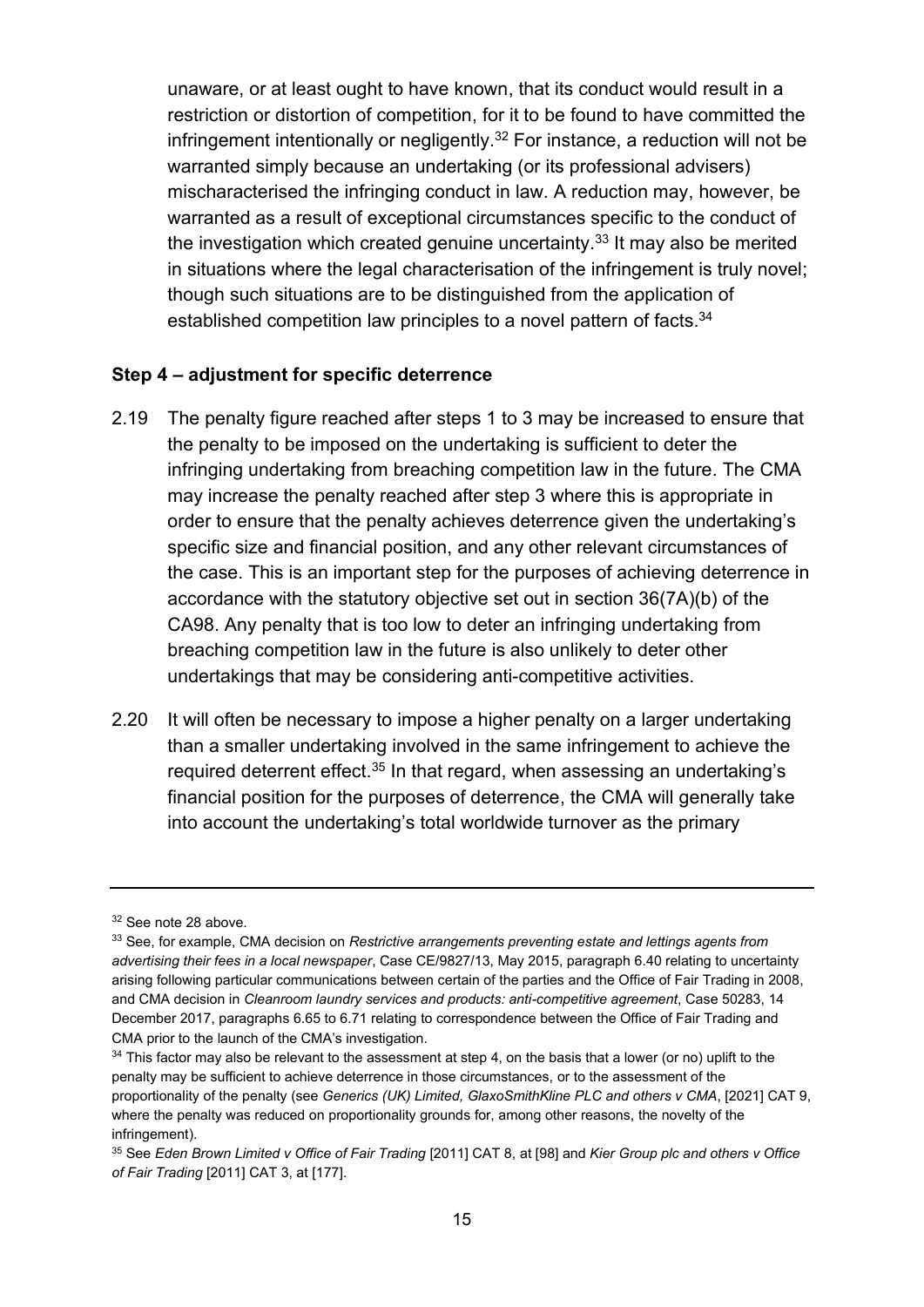unaware, or at least ought to have known, that its conduct would result in a restriction or distortion of competition, for it to be found to have committed the infringement intentionally or negligently.[32] For instance, a reduction will not be warranted simply because an undertaking (or its professional advisers) mischaracterised the infringing conduct in law. A reduction may, however, be warranted as a result of exceptional circumstances specific to the conduct of the investigation which created genuine uncertainty.[33] It may also be merited in situations where the legal characterisation of the infringement is truly novel; though such situations are to be distinguished from the application of established competition law principles to a novel pattern of facts.[34]

**Step 4 – adjustment for specific deterrence**

2.19 The penalty figure reached after steps 1 to 3 may be increased to ensure that the penalty to be imposed on the undertaking is sufficient to deter the infringing undertaking from breaching competition law in the future. The CMA may increase the penalty reached after step 3 where this is appropriate in order to ensure that the penalty achieves deterrence given the undertaking's specific size and financial position, and any other relevant circumstances of the case. This is an important step for the purposes of achieving deterrence in accordance with the statutory objective set out in section 36(7A)(b) of the CA98. Any penalty that is too low to deter an infringing undertaking from breaching competition law in the future is also unlikely to deter other undertakings that may be considering anti-competitive activities.

2.20 It will often be necessary to impose a higher penalty on a larger undertaking than a smaller undertaking involved in the same infringement to achieve the required deterrent effect.[35] In that regard, when assessing an undertaking's financial position for the purposes of deterrence, the CMA will generally take into account the undertaking's total worldwide turnover as the primary

---

[32] See note 28 above.

[33] See, for example, CMA decision on *Restrictive arrangements preventing estate and lettings agents from advertising their fees in a local newspaper*, Case CE/9827/13, May 2015, paragraph 6.40 relating to uncertainty arising following particular communications between certain of the parties and the Office of Fair Trading in 2008, and CMA decision in *Cleanroom laundry services and products: anti-competitive agreement*, Case 50283, 14 December 2017, paragraphs 6.65 to 6.71 relating to correspondence between the Office of Fair Trading and CMA prior to the launch of the CMA's investigation.

[34] This factor may also be relevant to the assessment at step 4, on the basis that a lower (or no) uplift to the penalty may be sufficient to achieve deterrence in those circumstances, or to the assessment of the proportionality of the penalty (see *Generics (UK) Limited, GlaxoSmithKline PLC and others v CMA*, [2021] CAT 9, where the penalty was reduced on proportionality grounds for, among other reasons, the novelty of the infringement).

[35] See *Eden Brown Limited v Office of Fair Trading* [2011] CAT 8, at [98] and *Kier Group plc and others v Office of Fair Trading* [2011] CAT 3, at [177].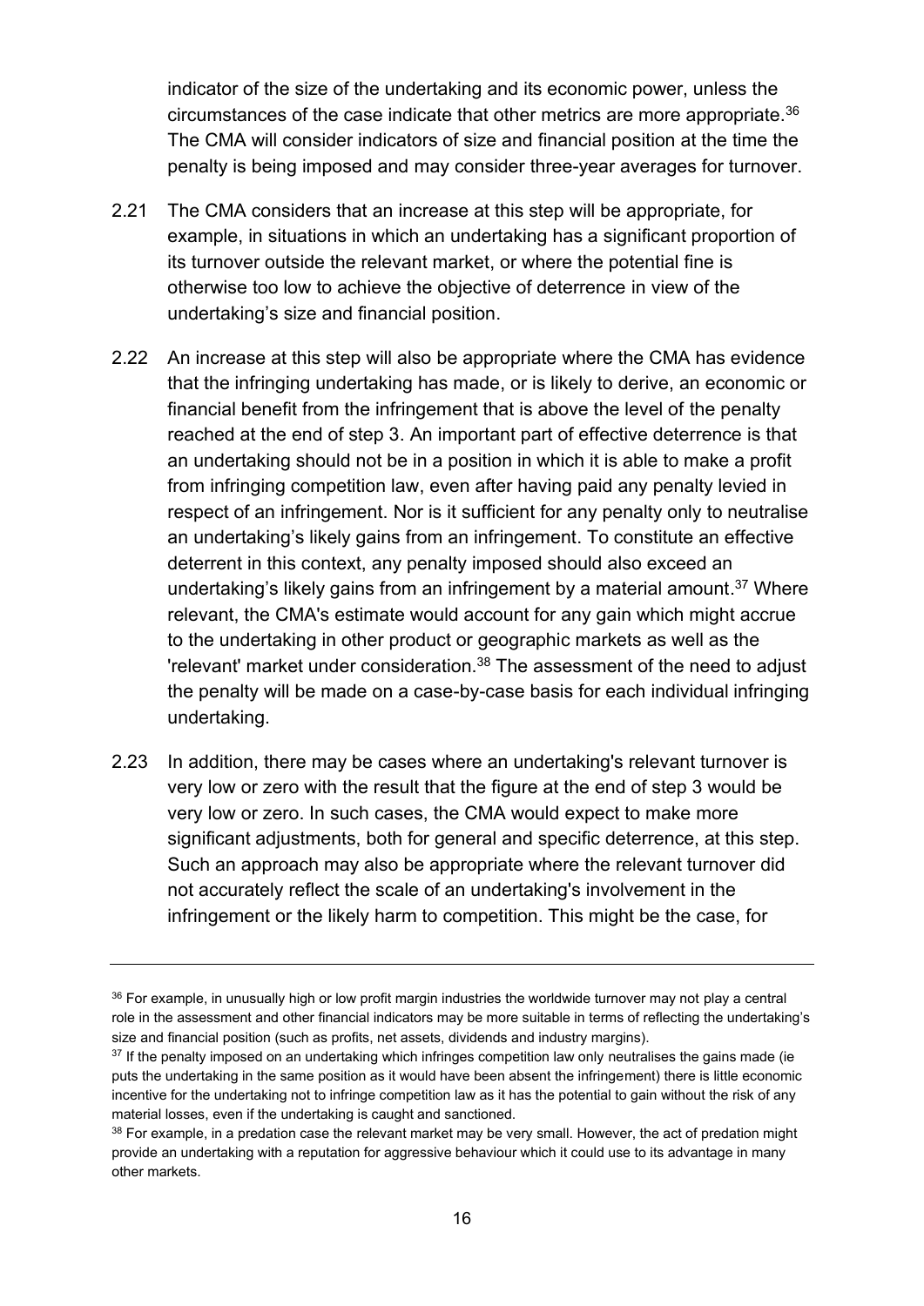indicator of the size of the undertaking and its economic power, unless the circumstances of the case indicate that other metrics are more appropriate.[36] The CMA will consider indicators of size and financial position at the time the penalty is being imposed and may consider three-year averages for turnover.

2.21 The CMA considers that an increase at this step will be appropriate, for example, in situations in which an undertaking has a significant proportion of its turnover outside the relevant market, or where the potential fine is otherwise too low to achieve the objective of deterrence in view of the undertaking's size and financial position.

2.22 An increase at this step will also be appropriate where the CMA has evidence that the infringing undertaking has made, or is likely to derive, an economic or financial benefit from the infringement that is above the level of the penalty reached at the end of step 3. An important part of effective deterrence is that an undertaking should not be in a position in which it is able to make a profit from infringing competition law, even after having paid any penalty levied in respect of an infringement. Nor is it sufficient for any penalty only to neutralise an undertaking's likely gains from an infringement. To constitute an effective deterrent in this context, any penalty imposed should also exceed an undertaking's likely gains from an infringement by a material amount.[37] Where relevant, the CMA's estimate would account for any gain which might accrue to the undertaking in other product or geographic markets as well as the 'relevant' market under consideration.[38] The assessment of the need to adjust the penalty will be made on a case-by-case basis for each individual infringing undertaking.

2.23 In addition, there may be cases where an undertaking's relevant turnover is very low or zero with the result that the figure at the end of step 3 would be very low or zero. In such cases, the CMA would expect to make more significant adjustments, both for general and specific deterrence, at this step. Such an approach may also be appropriate where the relevant turnover did not accurately reflect the scale of an undertaking's involvement in the infringement or the likely harm to competition. This might be the case, for

---

[36] For example, in unusually high or low profit margin industries the worldwide turnover may not play a central role in the assessment and other financial indicators may be more suitable in terms of reflecting the undertaking's size and financial position (such as profits, net assets, dividends and industry margins).

[37] If the penalty imposed on an undertaking which infringes competition law only neutralises the gains made (ie puts the undertaking in the same position as it would have been absent the infringement) there is little economic incentive for the undertaking not to infringe competition law as it has the potential to gain without the risk of any material losses, even if the undertaking is caught and sanctioned.

[38] For example, in a predation case the relevant market may be very small. However, the act of predation might provide an undertaking with a reputation for aggressive behaviour which it could use to its advantage in many other markets.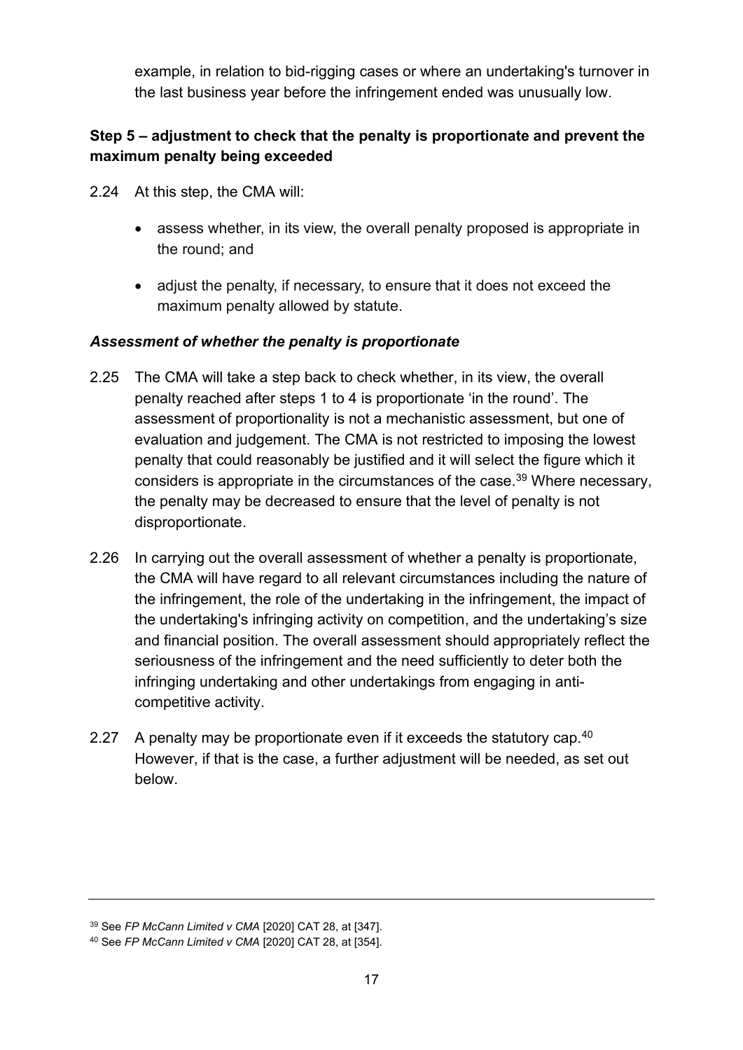example, in relation to bid-rigging cases or where an undertaking's turnover in the last business year before the infringement ended was unusually low.

**Step 5 – adjustment to check that the penalty is proportionate and prevent the maximum penalty being exceeded**

2.24 At this step, the CMA will:

- assess whether, in its view, the overall penalty proposed is appropriate in the round; and
- adjust the penalty, if necessary, to ensure that it does not exceed the maximum penalty allowed by statute.

***Assessment of whether the penalty is proportionate***

2.25 The CMA will take a step back to check whether, in its view, the overall penalty reached after steps 1 to 4 is proportionate 'in the round'. The assessment of proportionality is not a mechanistic assessment, but one of evaluation and judgement. The CMA is not restricted to imposing the lowest penalty that could reasonably be justified and it will select the figure which it considers is appropriate in the circumstances of the case.[39] Where necessary, the penalty may be decreased to ensure that the level of penalty is not disproportionate.

2.26 In carrying out the overall assessment of whether a penalty is proportionate, the CMA will have regard to all relevant circumstances including the nature of the infringement, the role of the undertaking in the infringement, the impact of the undertaking's infringing activity on competition, and the undertaking's size and financial position. The overall assessment should appropriately reflect the seriousness of the infringement and the need sufficiently to deter both the infringing undertaking and other undertakings from engaging in anti-competitive activity.

2.27 A penalty may be proportionate even if it exceeds the statutory cap.[40] However, if that is the case, a further adjustment will be needed, as set out below.

---

[39] See *FP McCann Limited v CMA* [2020] CAT 28, at [347].

[40] See *FP McCann Limited v CMA* [2020] CAT 28, at [354].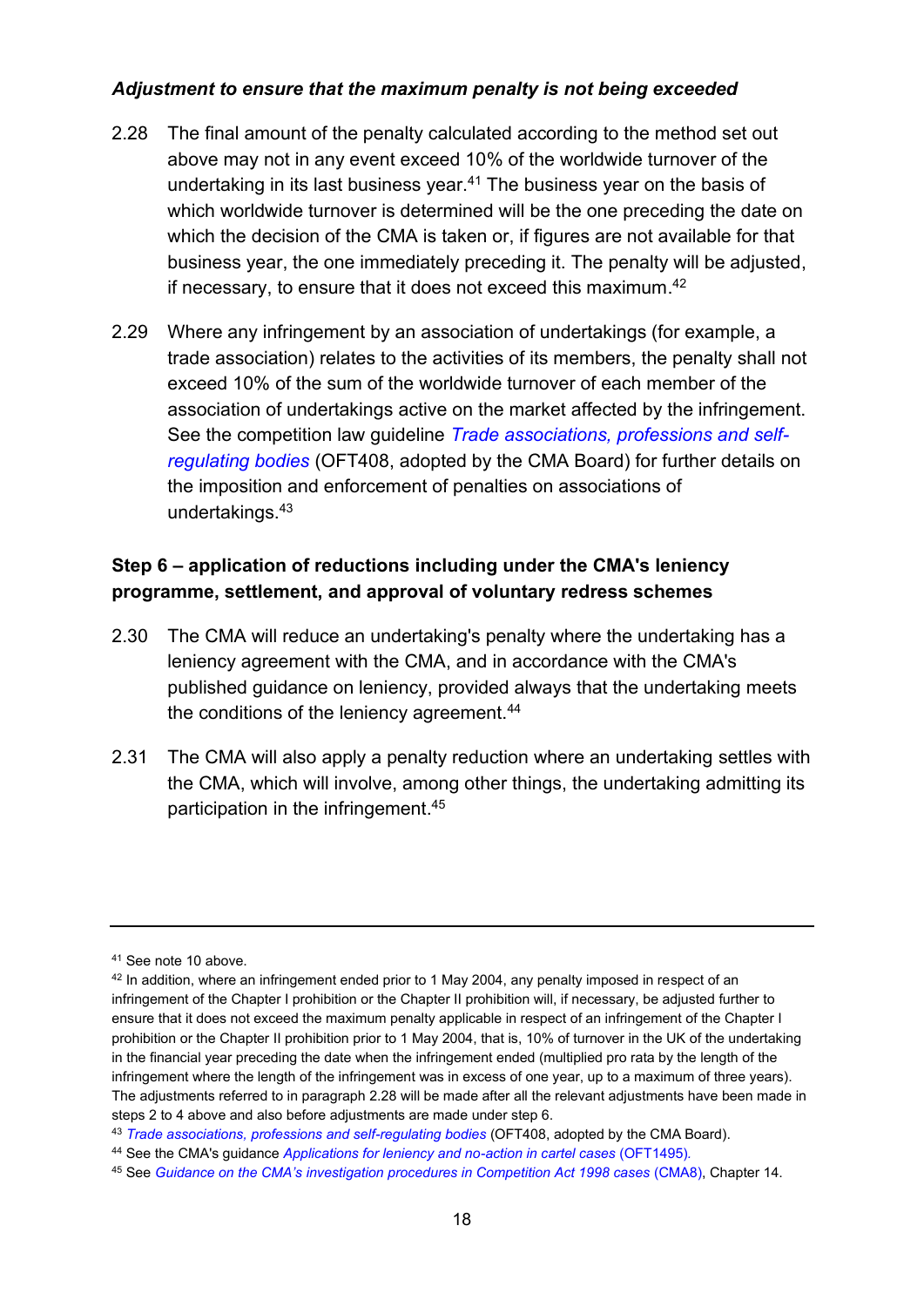*Adjustment to ensure that the maximum penalty is not being exceeded*

2.28 The final amount of the penalty calculated according to the method set out above may not in any event exceed 10% of the worldwide turnover of the undertaking in its last business year.[41] The business year on the basis of which worldwide turnover is determined will be the one preceding the date on which the decision of the CMA is taken or, if figures are not available for that business year, the one immediately preceding it. The penalty will be adjusted, if necessary, to ensure that it does not exceed this maximum.[42]

2.29 Where any infringement by an association of undertakings (for example, a trade association) relates to the activities of its members, the penalty shall not exceed 10% of the sum of the worldwide turnover of each member of the association of undertakings active on the market affected by the infringement. See the competition law guideline *Trade associations, professions and self-regulating bodies* (OFT408, adopted by the CMA Board) for further details on the imposition and enforcement of penalties on associations of undertakings.[43]

**Step 6 – application of reductions including under the CMA's leniency programme, settlement, and approval of voluntary redress schemes**

2.30 The CMA will reduce an undertaking's penalty where the undertaking has a leniency agreement with the CMA, and in accordance with the CMA's published guidance on leniency, provided always that the undertaking meets the conditions of the leniency agreement.[44]

2.31 The CMA will also apply a penalty reduction where an undertaking settles with the CMA, which will involve, among other things, the undertaking admitting its participation in the infringement.[45]

---

[41] See note 10 above.

[42] In addition, where an infringement ended prior to 1 May 2004, any penalty imposed in respect of an infringement of the Chapter I prohibition or the Chapter II prohibition will, if necessary, be adjusted further to ensure that it does not exceed the maximum penalty applicable in respect of an infringement of the Chapter I prohibition or the Chapter II prohibition prior to 1 May 2004, that is, 10% of turnover in the UK of the undertaking in the financial year preceding the date when the infringement ended (multiplied pro rata by the length of the infringement where the length of the infringement was in excess of one year, up to a maximum of three years). The adjustments referred to in paragraph 2.28 will be made after all the relevant adjustments have been made in steps 2 to 4 above and also before adjustments are made under step 6.

[43] *Trade associations, professions and self-regulating bodies* (OFT408, adopted by the CMA Board).

[44] See the CMA's guidance *Applications for leniency and no-action in cartel cases* (OFT1495).

[45] See *Guidance on the CMA's investigation procedures in Competition Act 1998 cases* (CMA8), Chapter 14.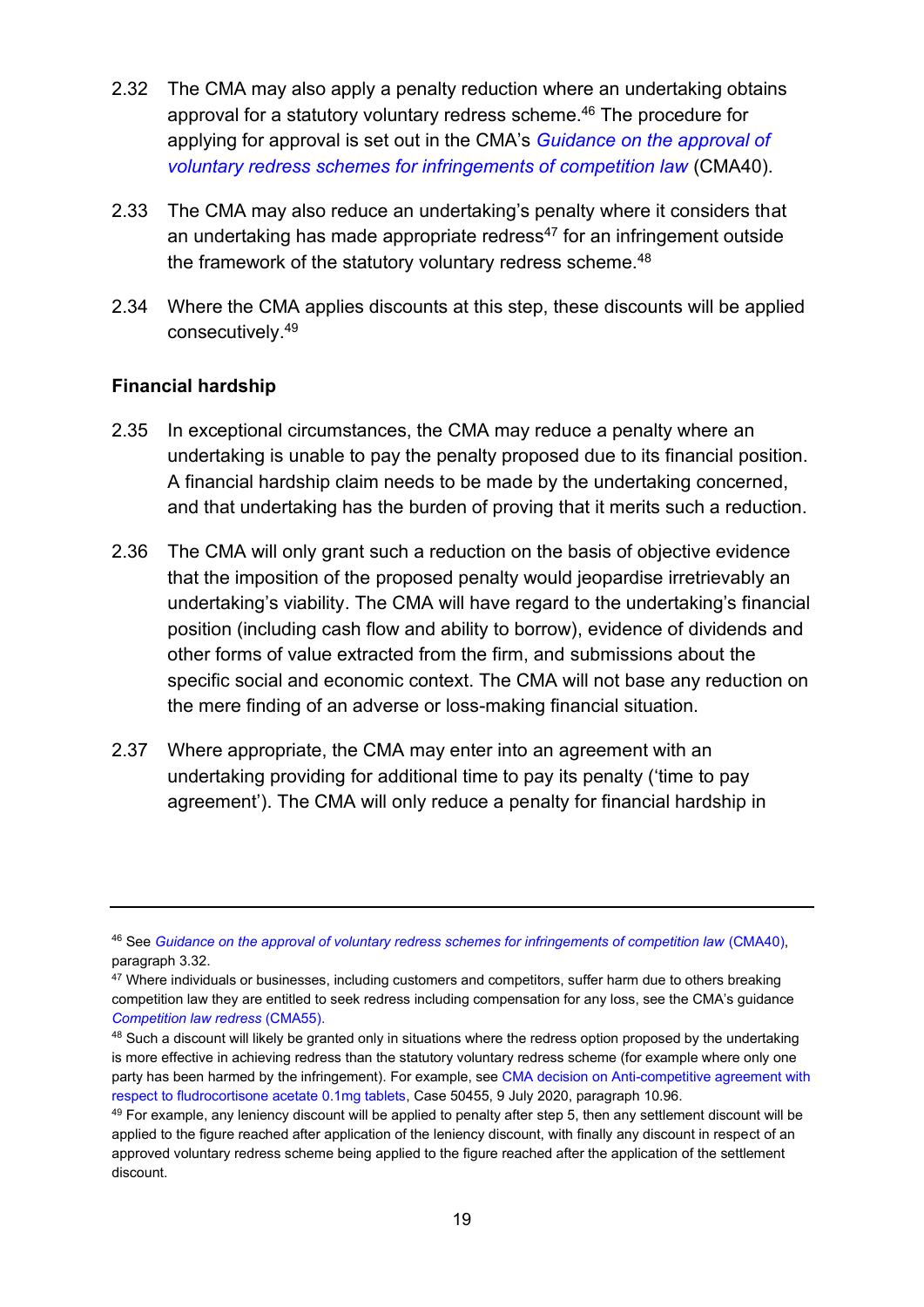2.32 The CMA may also apply a penalty reduction where an undertaking obtains approval for a statutory voluntary redress scheme.[46] The procedure for applying for approval is set out in the CMA's *Guidance on the approval of voluntary redress schemes for infringements of competition law* (CMA40).

2.33 The CMA may also reduce an undertaking's penalty where it considers that an undertaking has made appropriate redress[47] for an infringement outside the framework of the statutory voluntary redress scheme.[48]

2.34 Where the CMA applies discounts at this step, these discounts will be applied consecutively.[49]

**Financial hardship**

2.35 In exceptional circumstances, the CMA may reduce a penalty where an undertaking is unable to pay the penalty proposed due to its financial position. A financial hardship claim needs to be made by the undertaking concerned, and that undertaking has the burden of proving that it merits such a reduction.

2.36 The CMA will only grant such a reduction on the basis of objective evidence that the imposition of the proposed penalty would jeopardise irretrievably an undertaking's viability. The CMA will have regard to the undertaking's financial position (including cash flow and ability to borrow), evidence of dividends and other forms of value extracted from the firm, and submissions about the specific social and economic context. The CMA will not base any reduction on the mere finding of an adverse or loss-making financial situation.

2.37 Where appropriate, the CMA may enter into an agreement with an undertaking providing for additional time to pay its penalty ('time to pay agreement'). The CMA will only reduce a penalty for financial hardship in

---

[46] See *Guidance on the approval of voluntary redress schemes for infringements of competition law* (CMA40), paragraph 3.32.

[47] Where individuals or businesses, including customers and competitors, suffer harm due to others breaking competition law they are entitled to seek redress including compensation for any loss, see the CMA's guidance *Competition law redress* (CMA55).

[48] Such a discount will likely be granted only in situations where the redress option proposed by the undertaking is more effective in achieving redress than the statutory voluntary redress scheme (for example where only one party has been harmed by the infringement). For example, see CMA decision on Anti-competitive agreement with respect to fludrocortisone acetate 0.1mg tablets, Case 50455, 9 July 2020, paragraph 10.96.

[49] For example, any leniency discount will be applied to penalty after step 5, then any settlement discount will be applied to the figure reached after application of the leniency discount, with finally any discount in respect of an approved voluntary redress scheme being applied to the figure reached after the application of the settlement discount.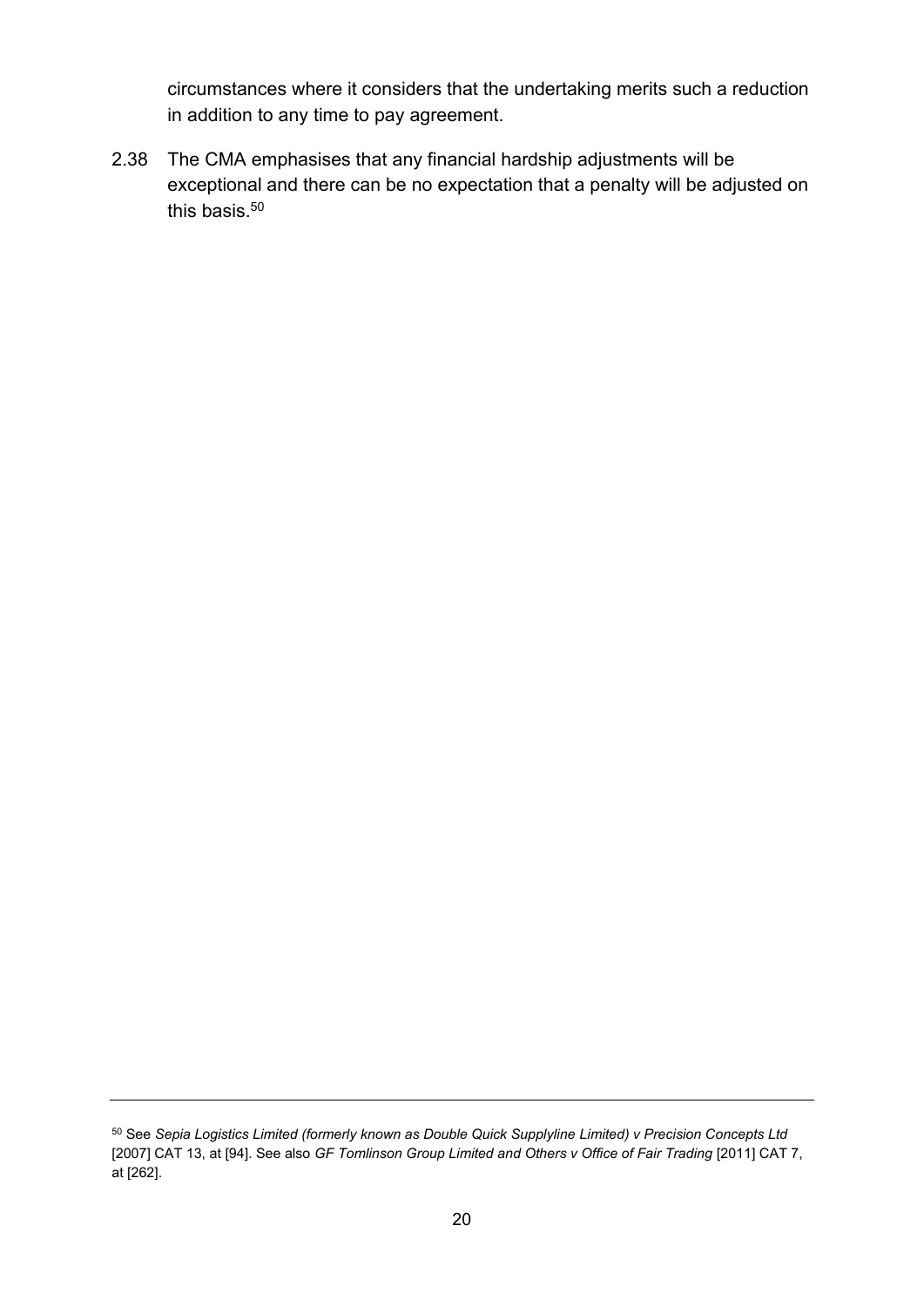circumstances where it considers that the undertaking merits such a reduction in addition to any time to pay agreement.

2.38 The CMA emphasises that any financial hardship adjustments will be exceptional and there can be no expectation that a penalty will be adjusted on this basis.[50]

---

[50] See *Sepia Logistics Limited (formerly known as Double Quick Supplyline Limited) v Precision Concepts Ltd* [2007] CAT 13, at [94]. See also *GF Tomlinson Group Limited and Others v Office of Fair Trading* [2011] CAT 7, at [262].